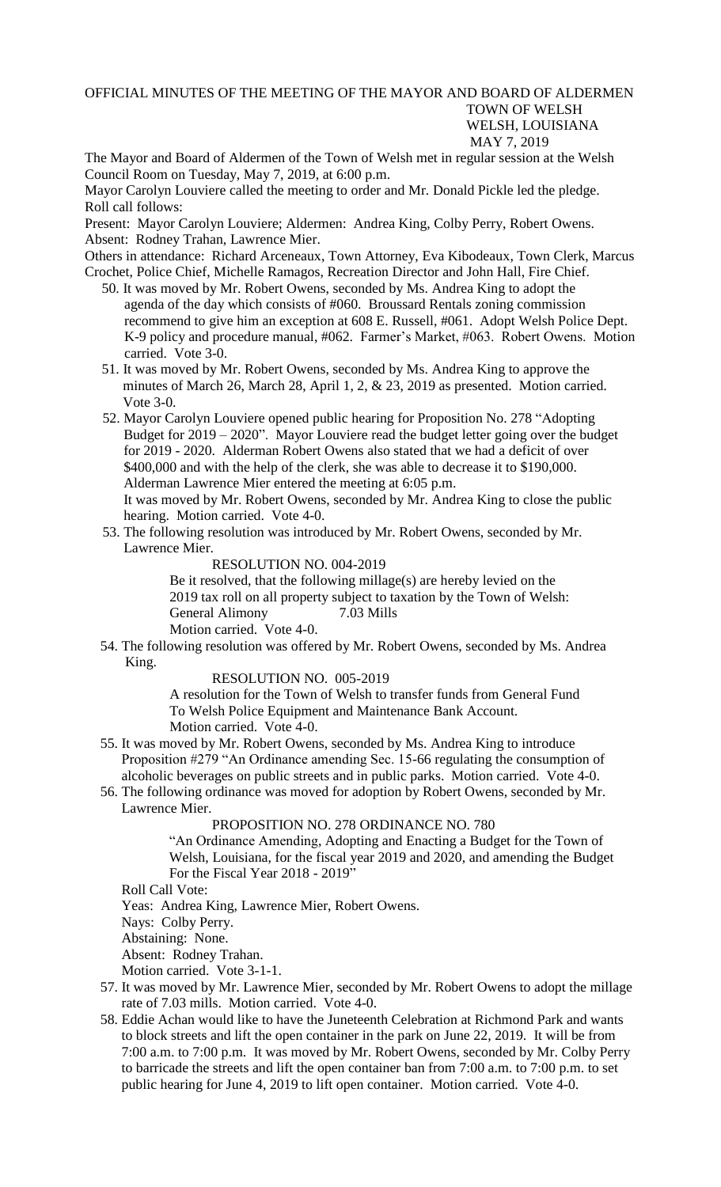OFFICIAL MINUTES OF THE MEETING OF THE MAYOR AND BOARD OF ALDERMEN
TOWN OF WELSH
WELSH, LOUISIANA
MAY 7, 2019

The Mayor and Board of Aldermen of the Town of Welsh met in regular session at the Welsh Council Room on Tuesday, May 7, 2019, at 6:00 p.m.

Mayor Carolyn Louviere called the meeting to order and Mr. Donald Pickle led the pledge. Roll call follows:

Present: Mayor Carolyn Louviere; Aldermen: Andrea King, Colby Perry, Robert Owens.
Absent: Rodney Trahan, Lawrence Mier.

Others in attendance: Richard Arceneaux, Town Attorney, Eva Kibodeaux, Town Clerk, Marcus Crochet, Police Chief, Michelle Ramagos, Recreation Director and John Hall, Fire Chief.

50. It was moved by Mr. Robert Owens, seconded by Ms. Andrea King to adopt the agenda of the day which consists of #060. Broussard Rentals zoning commission recommend to give him an exception at 608 E. Russell, #061. Adopt Welsh Police Dept. K-9 policy and procedure manual, #062. Farmer's Market, #063. Robert Owens. Motion carried. Vote 3-0.

51. It was moved by Mr. Robert Owens, seconded by Ms. Andrea King to approve the minutes of March 26, March 28, April 1, 2, & 23, 2019 as presented. Motion carried. Vote 3-0.

52. Mayor Carolyn Louviere opened public hearing for Proposition No. 278 "Adopting Budget for 2019 – 2020". Mayor Louviere read the budget letter going over the budget for 2019 - 2020. Alderman Robert Owens also stated that we had a deficit of over $400,000 and with the help of the clerk, she was able to decrease it to $190,000.
Alderman Lawrence Mier entered the meeting at 6:05 p.m.
It was moved by Mr. Robert Owens, seconded by Mr. Andrea King to close the public hearing. Motion carried. Vote 4-0.

53. The following resolution was introduced by Mr. Robert Owens, seconded by Mr. Lawrence Mier.

    RESOLUTION NO. 004-2019

    Be it resolved, that the following millage(s) are hereby levied on the 2019 tax roll on all property subject to taxation by the Town of Welsh:
    General Alimony 7.03 Mills
    Motion carried. Vote 4-0.

54. The following resolution was offered by Mr. Robert Owens, seconded by Ms. Andrea King.

    RESOLUTION NO. 005-2019

    A resolution for the Town of Welsh to transfer funds from General Fund To Welsh Police Equipment and Maintenance Bank Account.
    Motion carried. Vote 4-0.

55. It was moved by Mr. Robert Owens, seconded by Ms. Andrea King to introduce Proposition #279 "An Ordinance amending Sec. 15-66 regulating the consumption of alcoholic beverages on public streets and in public parks. Motion carried. Vote 4-0.

56. The following ordinance was moved for adoption by Robert Owens, seconded by Mr. Lawrence Mier.

    PROPOSITION NO. 278 ORDINANCE NO. 780

    "An Ordinance Amending, Adopting and Enacting a Budget for the Town of Welsh, Louisiana, for the fiscal year 2019 and 2020, and amending the Budget For the Fiscal Year 2018 - 2019"

    Roll Call Vote:
    Yeas: Andrea King, Lawrence Mier, Robert Owens.
    Nays: Colby Perry.
    Abstaining: None.
    Absent: Rodney Trahan.
    Motion carried. Vote 3-1-1.

57. It was moved by Mr. Lawrence Mier, seconded by Mr. Robert Owens to adopt the millage rate of 7.03 mills. Motion carried. Vote 4-0.

58. Eddie Achan would like to have the Juneteenth Celebration at Richmond Park and wants to block streets and lift the open container in the park on June 22, 2019. It will be from 7:00 a.m. to 7:00 p.m. It was moved by Mr. Robert Owens, seconded by Mr. Colby Perry to barricade the streets and lift the open container ban from 7:00 a.m. to 7:00 p.m. to set public hearing for June 4, 2019 to lift open container. Motion carried. Vote 4-0.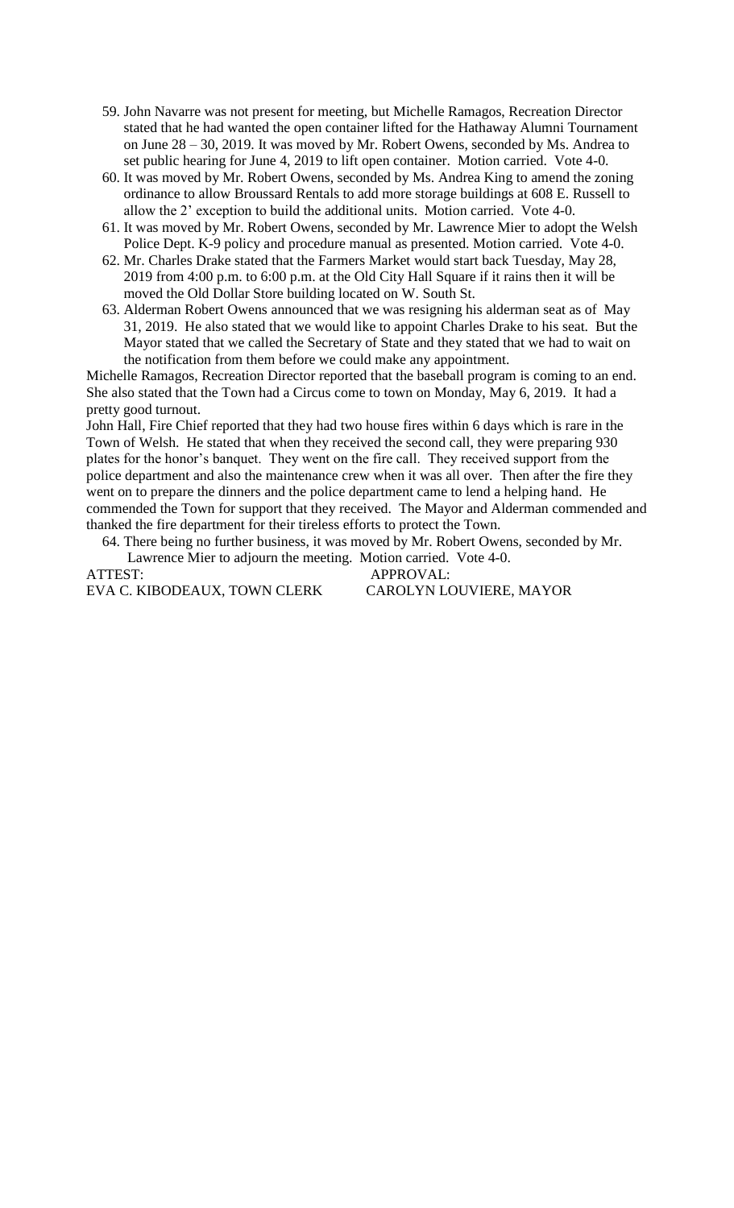59. John Navarre was not present for meeting, but Michelle Ramagos, Recreation Director stated that he had wanted the open container lifted for the Hathaway Alumni Tournament on June 28 – 30, 2019. It was moved by Mr. Robert Owens, seconded by Ms. Andrea to set public hearing for June 4, 2019 to lift open container. Motion carried. Vote 4-0.
60. It was moved by Mr. Robert Owens, seconded by Ms. Andrea King to amend the zoning ordinance to allow Broussard Rentals to add more storage buildings at 608 E. Russell to allow the 2' exception to build the additional units. Motion carried. Vote 4-0.
61. It was moved by Mr. Robert Owens, seconded by Mr. Lawrence Mier to adopt the Welsh Police Dept. K-9 policy and procedure manual as presented. Motion carried. Vote 4-0.
62. Mr. Charles Drake stated that the Farmers Market would start back Tuesday, May 28, 2019 from 4:00 p.m. to 6:00 p.m. at the Old City Hall Square if it rains then it will be moved the Old Dollar Store building located on W. South St.
63. Alderman Robert Owens announced that we was resigning his alderman seat as of May 31, 2019. He also stated that we would like to appoint Charles Drake to his seat. But the Mayor stated that we called the Secretary of State and they stated that we had to wait on the notification from them before we could make any appointment.

Michelle Ramagos, Recreation Director reported that the baseball program is coming to an end. She also stated that the Town had a Circus come to town on Monday, May 6, 2019. It had a pretty good turnout.

John Hall, Fire Chief reported that they had two house fires within 6 days which is rare in the Town of Welsh. He stated that when they received the second call, they were preparing 930 plates for the honor's banquet. They went on the fire call. They received support from the police department and also the maintenance crew when it was all over. Then after the fire they went on to prepare the dinners and the police department came to lend a helping hand. He commended the Town for support that they received. The Mayor and Alderman commended and thanked the fire department for their tireless efforts to protect the Town.

64. There being no further business, it was moved by Mr. Robert Owens, seconded by Mr. Lawrence Mier to adjourn the meeting. Motion carried. Vote 4-0.

ATTEST: APPROVAL:

EVA C. KIBODEAUX, TOWN CLERK CAROLYN LOUVIERE, MAYOR